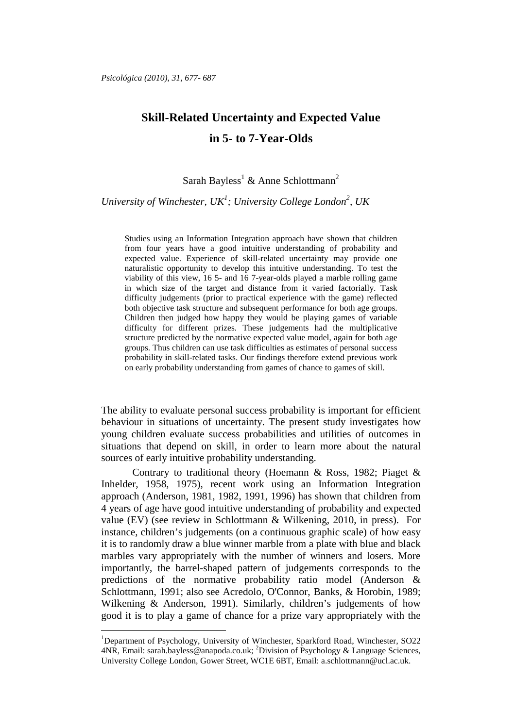# Skill-Related Uncertainty and Expected Value in 5- to 7-Year-Olds

Sarah Bayless[1] & Anne Schlottmann[2]

*University of Winchester, UK[1]; University College London[2], UK*

> Studies using an Information Integration approach have shown that children from four years have a good intuitive understanding of probability and expected value. Experience of skill-related uncertainty may provide one naturalistic opportunity to develop this intuitive understanding. To test the viability of this view, 16 5- and 16 7-year-olds played a marble rolling game in which size of the target and distance from it varied factorially. Task difficulty judgements (prior to practical experience with the game) reflected both objective task structure and subsequent performance for both age groups. Children then judged how happy they would be playing games of variable difficulty for different prizes. These judgements had the multiplicative structure predicted by the normative expected value model, again for both age groups. Thus children can use task difficulties as estimates of personal success probability in skill-related tasks. Our findings therefore extend previous work on early probability understanding from games of chance to games of skill.

The ability to evaluate personal success probability is important for efficient behaviour in situations of uncertainty. The present study investigates how young children evaluate success probabilities and utilities of outcomes in situations that depend on skill, in order to learn more about the natural sources of early intuitive probability understanding.

Contrary to traditional theory (Hoemann & Ross, 1982; Piaget & Inhelder, 1958, 1975), recent work using an Information Integration approach (Anderson, 1981, 1982, 1991, 1996) has shown that children from 4 years of age have good intuitive understanding of probability and expected value (EV) (see review in Schlottmann & Wilkening, 2010, in press). For instance, children's judgements (on a continuous graphic scale) of how easy it is to randomly draw a blue winner marble from a plate with blue and black marbles vary appropriately with the number of winners and losers. More importantly, the barrel-shaped pattern of judgements corresponds to the predictions of the normative probability ratio model (Anderson & Schlottmann, 1991; also see Acredolo, O'Connor, Banks, & Horobin, 1989; Wilkening & Anderson, 1991). Similarly, children's judgements of how good it is to play a game of chance for a prize vary appropriately with the

---

[1]Department of Psychology, University of Winchester, Sparkford Road, Winchester, SO22 4NR, Email: sarah.bayless@anapoda.co.uk; [2]Division of Psychology & Language Sciences, University College London, Gower Street, WC1E 6BT, Email: a.schlottmann@ucl.ac.uk.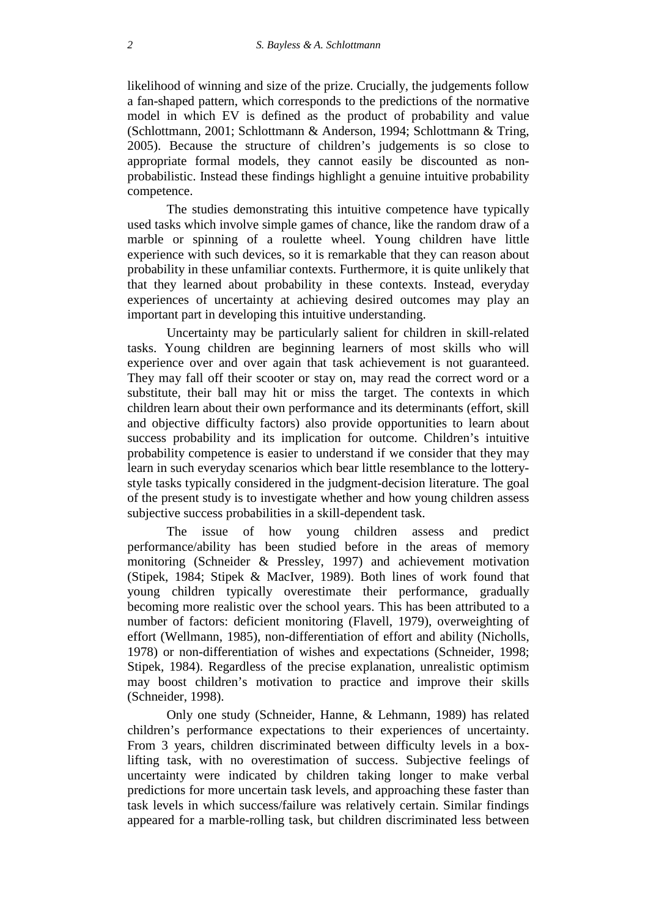likelihood of winning and size of the prize. Crucially, the judgements follow a fan-shaped pattern, which corresponds to the predictions of the normative model in which EV is defined as the product of probability and value (Schlottmann, 2001; Schlottmann & Anderson, 1994; Schlottmann & Tring, 2005). Because the structure of children's judgements is so close to appropriate formal models, they cannot easily be discounted as non-probabilistic. Instead these findings highlight a genuine intuitive probability competence.

The studies demonstrating this intuitive competence have typically used tasks which involve simple games of chance, like the random draw of a marble or spinning of a roulette wheel. Young children have little experience with such devices, so it is remarkable that they can reason about probability in these unfamiliar contexts. Furthermore, it is quite unlikely that that they learned about probability in these contexts. Instead, everyday experiences of uncertainty at achieving desired outcomes may play an important part in developing this intuitive understanding.

Uncertainty may be particularly salient for children in skill-related tasks. Young children are beginning learners of most skills who will experience over and over again that task achievement is not guaranteed. They may fall off their scooter or stay on, may read the correct word or a substitute, their ball may hit or miss the target. The contexts in which children learn about their own performance and its determinants (effort, skill and objective difficulty factors) also provide opportunities to learn about success probability and its implication for outcome. Children's intuitive probability competence is easier to understand if we consider that they may learn in such everyday scenarios which bear little resemblance to the lottery-style tasks typically considered in the judgment-decision literature. The goal of the present study is to investigate whether and how young children assess subjective success probabilities in a skill-dependent task.

The issue of how young children assess and predict performance/ability has been studied before in the areas of memory monitoring (Schneider & Pressley, 1997) and achievement motivation (Stipek, 1984; Stipek & MacIver, 1989). Both lines of work found that young children typically overestimate their performance, gradually becoming more realistic over the school years. This has been attributed to a number of factors: deficient monitoring (Flavell, 1979), overweighting of effort (Wellmann, 1985), non-differentiation of effort and ability (Nicholls, 1978) or non-differentiation of wishes and expectations (Schneider, 1998; Stipek, 1984). Regardless of the precise explanation, unrealistic optimism may boost children's motivation to practice and improve their skills (Schneider, 1998).

Only one study (Schneider, Hanne, & Lehmann, 1989) has related children's performance expectations to their experiences of uncertainty. From 3 years, children discriminated between difficulty levels in a box-lifting task, with no overestimation of success. Subjective feelings of uncertainty were indicated by children taking longer to make verbal predictions for more uncertain task levels, and approaching these faster than task levels in which success/failure was relatively certain. Similar findings appeared for a marble-rolling task, but children discriminated less between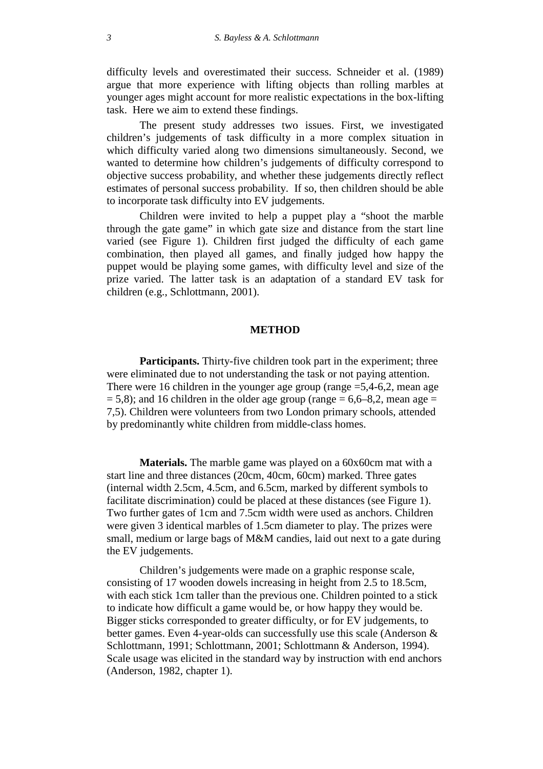difficulty levels and overestimated their success. Schneider et al. (1989) argue that more experience with lifting objects than rolling marbles at younger ages might account for more realistic expectations in the box-lifting task. Here we aim to extend these findings.

The present study addresses two issues. First, we investigated children's judgements of task difficulty in a more complex situation in which difficulty varied along two dimensions simultaneously. Second, we wanted to determine how children's judgements of difficulty correspond to objective success probability, and whether these judgements directly reflect estimates of personal success probability. If so, then children should be able to incorporate task difficulty into EV judgements.

Children were invited to help a puppet play a "shoot the marble through the gate game" in which gate size and distance from the start line varied (see Figure 1). Children first judged the difficulty of each game combination, then played all games, and finally judged how happy the puppet would be playing some games, with difficulty level and size of the prize varied. The latter task is an adaptation of a standard EV task for children (e.g., Schlottmann, 2001).

## METHOD

**Participants.** Thirty-five children took part in the experiment; three were eliminated due to not understanding the task or not paying attention. There were 16 children in the younger age group (range =5,4-6,2, mean age = 5,8); and 16 children in the older age group (range = 6,6–8,2, mean age = 7,5). Children were volunteers from two London primary schools, attended by predominantly white children from middle-class homes.

**Materials.** The marble game was played on a 60x60cm mat with a start line and three distances (20cm, 40cm, 60cm) marked. Three gates (internal width 2.5cm, 4.5cm, and 6.5cm, marked by different symbols to facilitate discrimination) could be placed at these distances (see Figure 1). Two further gates of 1cm and 7.5cm width were used as anchors. Children were given 3 identical marbles of 1.5cm diameter to play. The prizes were small, medium or large bags of M&M candies, laid out next to a gate during the EV judgements.

Children's judgements were made on a graphic response scale, consisting of 17 wooden dowels increasing in height from 2.5 to 18.5cm, with each stick 1cm taller than the previous one. Children pointed to a stick to indicate how difficult a game would be, or how happy they would be. Bigger sticks corresponded to greater difficulty, or for EV judgements, to better games. Even 4-year-olds can successfully use this scale (Anderson & Schlottmann, 1991; Schlottmann, 2001; Schlottmann & Anderson, 1994). Scale usage was elicited in the standard way by instruction with end anchors (Anderson, 1982, chapter 1).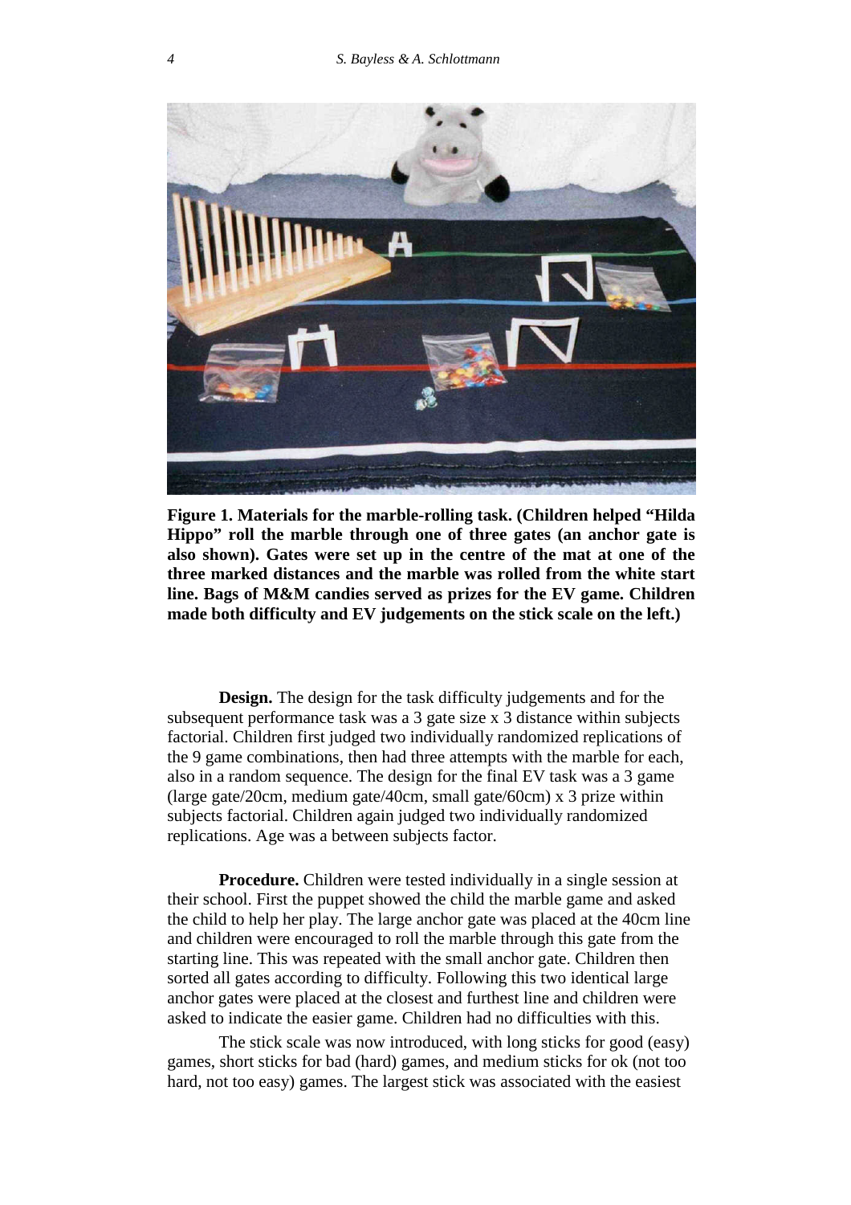**Figure 1. Materials for the marble-rolling task. (Children helped "Hilda Hippo" roll the marble through one of three gates (an anchor gate is also shown). Gates were set up in the centre of the mat at one of the three marked distances and the marble was rolled from the white start line. Bags of M&M candies served as prizes for the EV game. Children made both difficulty and EV judgements on the stick scale on the left.)**

**Design.** The design for the task difficulty judgements and for the subsequent performance task was a 3 gate size x 3 distance within subjects factorial. Children first judged two individually randomized replications of the 9 game combinations, then had three attempts with the marble for each, also in a random sequence. The design for the final EV task was a 3 game (large gate/20cm, medium gate/40cm, small gate/60cm) x 3 prize within subjects factorial. Children again judged two individually randomized replications. Age was a between subjects factor.

**Procedure.** Children were tested individually in a single session at their school. First the puppet showed the child the marble game and asked the child to help her play. The large anchor gate was placed at the 40cm line and children were encouraged to roll the marble through this gate from the starting line. This was repeated with the small anchor gate. Children then sorted all gates according to difficulty. Following this two identical large anchor gates were placed at the closest and furthest line and children were asked to indicate the easier game. Children had no difficulties with this.

The stick scale was now introduced, with long sticks for good (easy) games, short sticks for bad (hard) games, and medium sticks for ok (not too hard, not too easy) games. The largest stick was associated with the easiest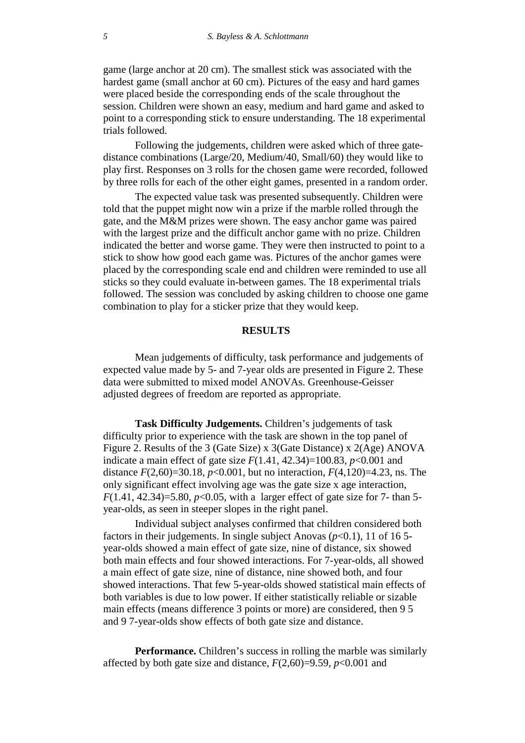game (large anchor at 20 cm). The smallest stick was associated with the hardest game (small anchor at 60 cm). Pictures of the easy and hard games were placed beside the corresponding ends of the scale throughout the session. Children were shown an easy, medium and hard game and asked to point to a corresponding stick to ensure understanding. The 18 experimental trials followed.

Following the judgements, children were asked which of three gate-distance combinations (Large/20, Medium/40, Small/60) they would like to play first. Responses on 3 rolls for the chosen game were recorded, followed by three rolls for each of the other eight games, presented in a random order.

The expected value task was presented subsequently. Children were told that the puppet might now win a prize if the marble rolled through the gate, and the M&M prizes were shown. The easy anchor game was paired with the largest prize and the difficult anchor game with no prize. Children indicated the better and worse game. They were then instructed to point to a stick to show how good each game was. Pictures of the anchor games were placed by the corresponding scale end and children were reminded to use all sticks so they could evaluate in-between games. The 18 experimental trials followed. The session was concluded by asking children to choose one game combination to play for a sticker prize that they would keep.

## RESULTS

Mean judgements of difficulty, task performance and judgements of expected value made by 5- and 7-year olds are presented in Figure 2. These data were submitted to mixed model ANOVAs. Greenhouse-Geisser adjusted degrees of freedom are reported as appropriate.

**Task Difficulty Judgements.** Children's judgements of task difficulty prior to experience with the task are shown in the top panel of Figure 2. Results of the 3 (Gate Size) x 3(Gate Distance) x 2(Age) ANOVA indicate a main effect of gate size $F(1.41, 42.34)=100.83$, $p<0.001$ and distance $F(2,60)=30.18$, $p<0.001$, but no interaction, $F(4,120)=4.23$, ns. The only significant effect involving age was the gate size x age interaction, $F(1.41, 42.34)=5.80$, $p<0.05$, with a larger effect of gate size for 7- than 5-year-olds, as seen in steeper slopes in the right panel.

Individual subject analyses confirmed that children considered both factors in their judgements. In single subject Anovas ($p<0.1$), 11 of 16 5-year-olds showed a main effect of gate size, nine of distance, six showed both main effects and four showed interactions. For 7-year-olds, all showed a main effect of gate size, nine of distance, nine showed both, and four showed interactions. That few 5-year-olds showed statistical main effects of both variables is due to low power. If either statistically reliable or sizable main effects (means difference 3 points or more) are considered, then 9 5 and 9 7-year-olds show effects of both gate size and distance.

**Performance.** Children's success in rolling the marble was similarly affected by both gate size and distance, $F(2,60)=9.59$, $p<0.001$ and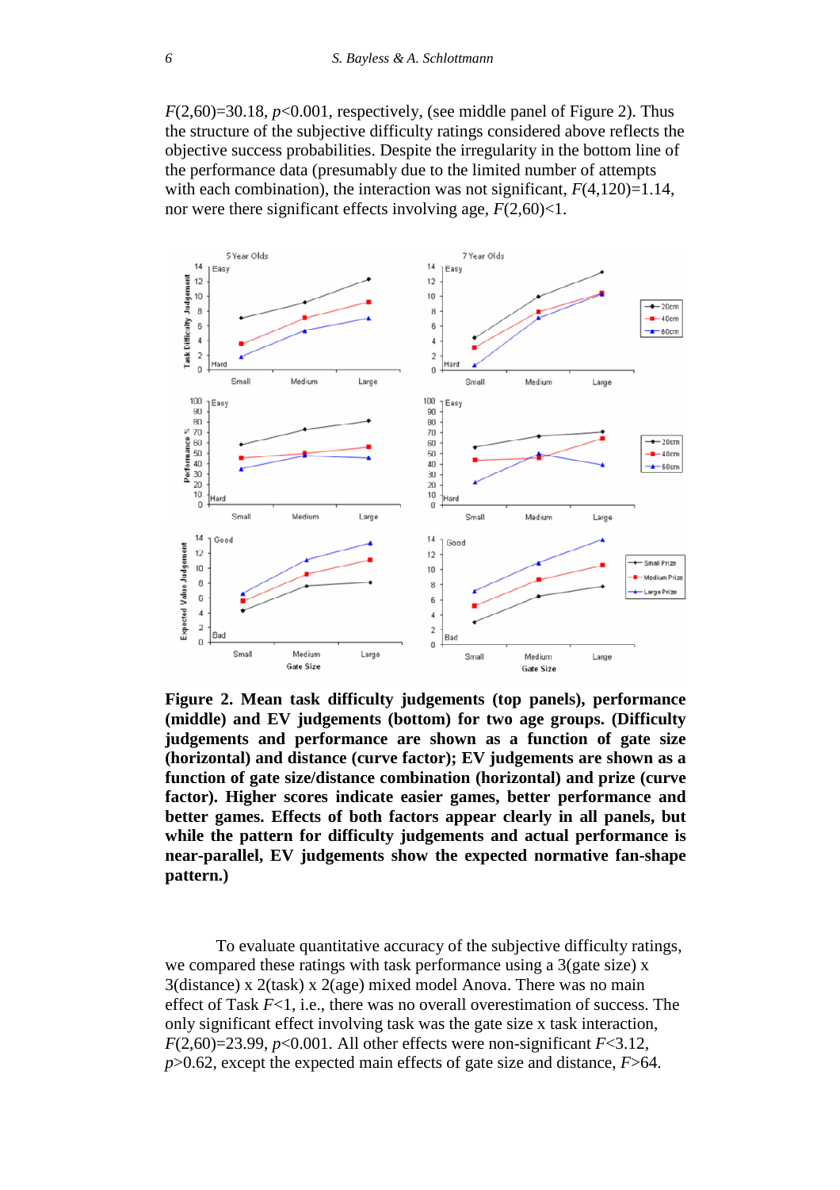$F(2,60)=30.18$, $p<0.001$, respectively, (see middle panel of Figure 2). Thus the structure of the subjective difficulty ratings considered above reflects the objective success probabilities. Despite the irregularity in the bottom line of the performance data (presumably due to the limited number of attempts with each combination), the interaction was not significant, $F(4,120)=1.14$, nor were there significant effects involving age, $F(2,60)<1$.

**Figure 2. Mean task difficulty judgements (top panels), performance (middle) and EV judgements (bottom) for two age groups. (Difficulty judgements and performance are shown as a function of gate size (horizontal) and distance (curve factor); EV judgements are shown as a function of gate size/distance combination (horizontal) and prize (curve factor). Higher scores indicate easier games, better performance and better games. Effects of both factors appear clearly in all panels, but while the pattern for difficulty judgements and actual performance is near-parallel, EV judgements show the expected normative fan-shape pattern.)**

To evaluate quantitative accuracy of the subjective difficulty ratings, we compared these ratings with task performance using a 3(gate size) x 3(distance) x 2(task) x 2(age) mixed model Anova. There was no main effect of Task $F<1$, i.e., there was no overall overestimation of success. The only significant effect involving task was the gate size x task interaction, $F(2,60)=23.99$, $p<0.001$. All other effects were non-significant $F<3.12$, $p>0.62$, except the expected main effects of gate size and distance, $F>64$.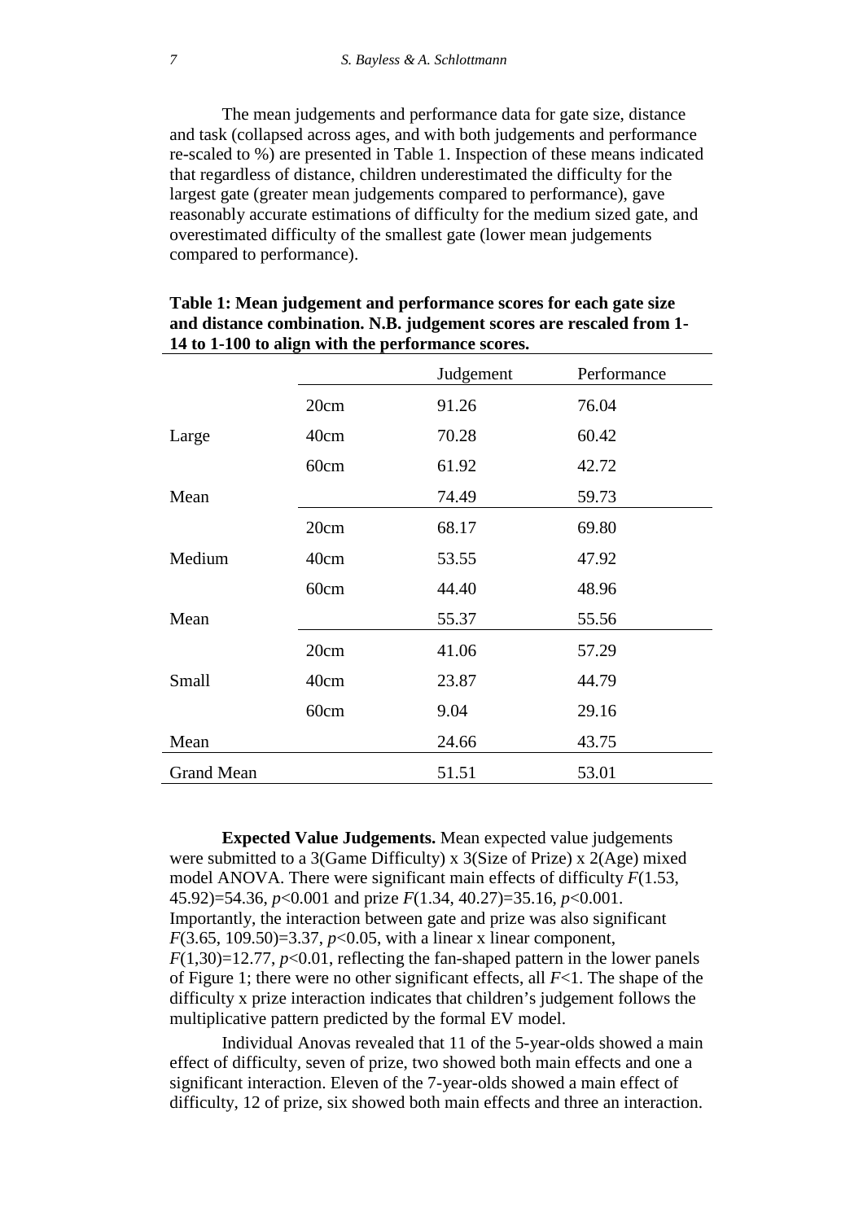The mean judgements and performance data for gate size, distance and task (collapsed across ages, and with both judgements and performance re-scaled to %) are presented in Table 1. Inspection of these means indicated that regardless of distance, children underestimated the difficulty for the largest gate (greater mean judgements compared to performance), gave reasonably accurate estimations of difficulty for the medium sized gate, and overestimated difficulty of the smallest gate (lower mean judgements compared to performance).

**Table 1: Mean judgement and performance scores for each gate size and distance combination. N.B. judgement scores are rescaled from 1-14 to 1-100 to align with the performance scores.**

| | | Judgement | Performance |
|---|---|---|---|
| | 20cm | 91.26 | 76.04 |
| Large | 40cm | 70.28 | 60.42 |
| | 60cm | 61.92 | 42.72 |
| Mean | | 74.49 | 59.73 |
| | 20cm | 68.17 | 69.80 |
| Medium | 40cm | 53.55 | 47.92 |
| | 60cm | 44.40 | 48.96 |
| Mean | | 55.37 | 55.56 |
| | 20cm | 41.06 | 57.29 |
| Small | 40cm | 23.87 | 44.79 |
| | 60cm | 9.04 | 29.16 |
| Mean | | 24.66 | 43.75 |
| Grand Mean | | 51.51 | 53.01 |

**Expected Value Judgements.** Mean expected value judgements were submitted to a 3(Game Difficulty) x 3(Size of Prize) x 2(Age) mixed model ANOVA. There were significant main effects of difficulty $F(1.53, 45.92)=54.36$, $p<0.001$ and prize $F(1.34, 40.27)=35.16$, $p<0.001$. Importantly, the interaction between gate and prize was also significant $F(3.65, 109.50)=3.37$, $p<0.05$, with a linear x linear component, $F(1,30)=12.77$, $p<0.01$, reflecting the fan-shaped pattern in the lower panels of Figure 1; there were no other significant effects, all $F<1$. The shape of the difficulty x prize interaction indicates that children's judgement follows the multiplicative pattern predicted by the formal EV model.

Individual Anovas revealed that 11 of the 5-year-olds showed a main effect of difficulty, seven of prize, two showed both main effects and one a significant interaction. Eleven of the 7-year-olds showed a main effect of difficulty, 12 of prize, six showed both main effects and three an interaction.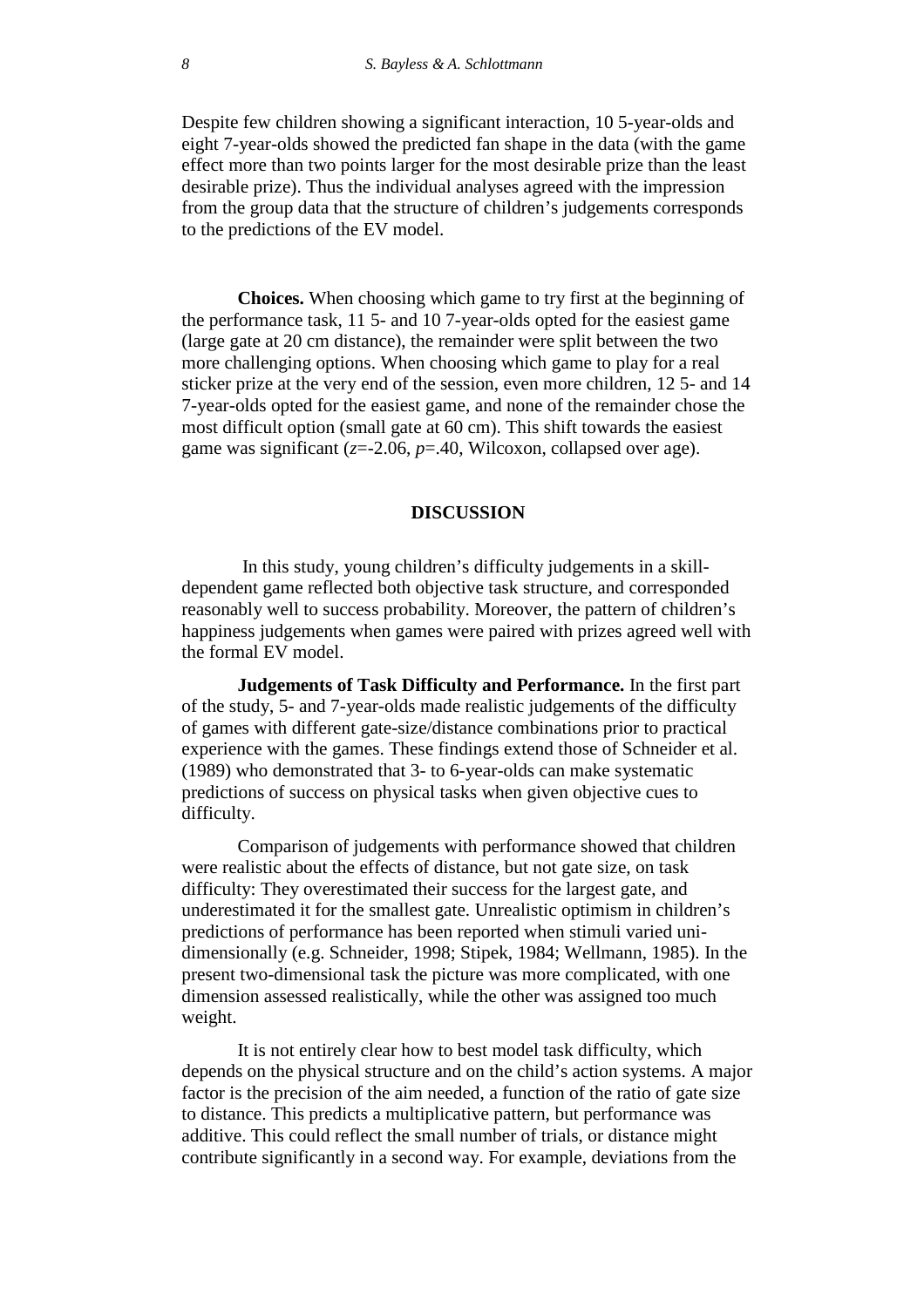Despite few children showing a significant interaction, 10 5-year-olds and eight 7-year-olds showed the predicted fan shape in the data (with the game effect more than two points larger for the most desirable prize than the least desirable prize). Thus the individual analyses agreed with the impression from the group data that the structure of children's judgements corresponds to the predictions of the EV model.

**Choices.** When choosing which game to try first at the beginning of the performance task, 11 5- and 10 7-year-olds opted for the easiest game (large gate at 20 cm distance), the remainder were split between the two more challenging options. When choosing which game to play for a real sticker prize at the very end of the session, even more children, 12 5- and 14 7-year-olds opted for the easiest game, and none of the remainder chose the most difficult option (small gate at 60 cm). This shift towards the easiest game was significant ($z$=-2.06, $p$=.40, Wilcoxon, collapsed over age).

## DISCUSSION

In this study, young children's difficulty judgements in a skill-dependent game reflected both objective task structure, and corresponded reasonably well to success probability. Moreover, the pattern of children's happiness judgements when games were paired with prizes agreed well with the formal EV model.

**Judgements of Task Difficulty and Performance.** In the first part of the study, 5- and 7-year-olds made realistic judgements of the difficulty of games with different gate-size/distance combinations prior to practical experience with the games. These findings extend those of Schneider et al. (1989) who demonstrated that 3- to 6-year-olds can make systematic predictions of success on physical tasks when given objective cues to difficulty.

Comparison of judgements with performance showed that children were realistic about the effects of distance, but not gate size, on task difficulty: They overestimated their success for the largest gate, and underestimated it for the smallest gate. Unrealistic optimism in children's predictions of performance has been reported when stimuli varied uni-dimensionally (e.g. Schneider, 1998; Stipek, 1984; Wellmann, 1985). In the present two-dimensional task the picture was more complicated, with one dimension assessed realistically, while the other was assigned too much weight.

It is not entirely clear how to best model task difficulty, which depends on the physical structure and on the child's action systems. A major factor is the precision of the aim needed, a function of the ratio of gate size to distance. This predicts a multiplicative pattern, but performance was additive. This could reflect the small number of trials, or distance might contribute significantly in a second way. For example, deviations from the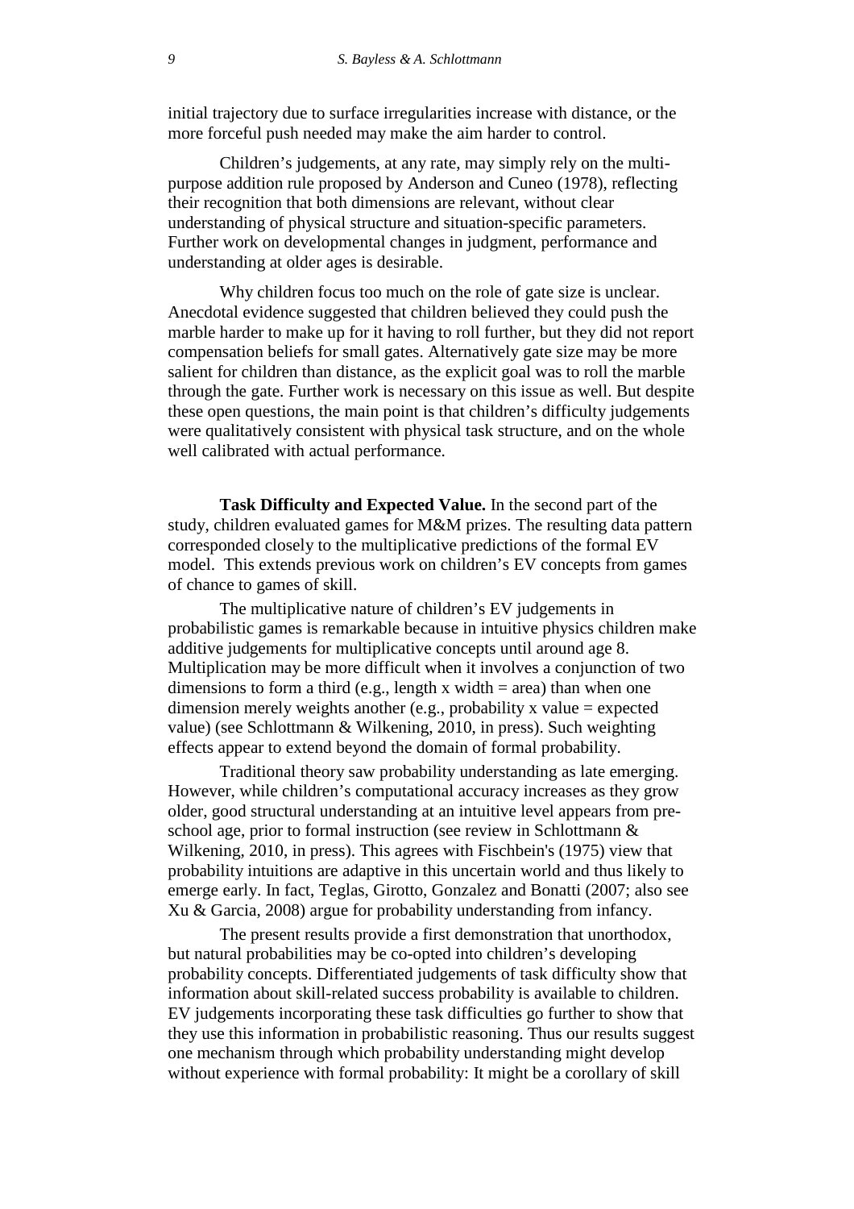initial trajectory due to surface irregularities increase with distance, or the more forceful push needed may make the aim harder to control.

Children's judgements, at any rate, may simply rely on the multi-purpose addition rule proposed by Anderson and Cuneo (1978), reflecting their recognition that both dimensions are relevant, without clear understanding of physical structure and situation-specific parameters. Further work on developmental changes in judgment, performance and understanding at older ages is desirable.

Why children focus too much on the role of gate size is unclear. Anecdotal evidence suggested that children believed they could push the marble harder to make up for it having to roll further, but they did not report compensation beliefs for small gates. Alternatively gate size may be more salient for children than distance, as the explicit goal was to roll the marble through the gate. Further work is necessary on this issue as well. But despite these open questions, the main point is that children's difficulty judgements were qualitatively consistent with physical task structure, and on the whole well calibrated with actual performance.

**Task Difficulty and Expected Value.** In the second part of the study, children evaluated games for M&M prizes. The resulting data pattern corresponded closely to the multiplicative predictions of the formal EV model. This extends previous work on children's EV concepts from games of chance to games of skill.

The multiplicative nature of children's EV judgements in probabilistic games is remarkable because in intuitive physics children make additive judgements for multiplicative concepts until around age 8. Multiplication may be more difficult when it involves a conjunction of two dimensions to form a third (e.g., length x width = area) than when one dimension merely weights another (e.g., probability x value = expected value) (see Schlottmann & Wilkening, 2010, in press). Such weighting effects appear to extend beyond the domain of formal probability.

Traditional theory saw probability understanding as late emerging. However, while children's computational accuracy increases as they grow older, good structural understanding at an intuitive level appears from pre-school age, prior to formal instruction (see review in Schlottmann & Wilkening, 2010, in press). This agrees with Fischbein's (1975) view that probability intuitions are adaptive in this uncertain world and thus likely to emerge early. In fact, Teglas, Girotto, Gonzalez and Bonatti (2007; also see Xu & Garcia, 2008) argue for probability understanding from infancy.

The present results provide a first demonstration that unorthodox, but natural probabilities may be co-opted into children's developing probability concepts. Differentiated judgements of task difficulty show that information about skill-related success probability is available to children. EV judgements incorporating these task difficulties go further to show that they use this information in probabilistic reasoning. Thus our results suggest one mechanism through which probability understanding might develop without experience with formal probability: It might be a corollary of skill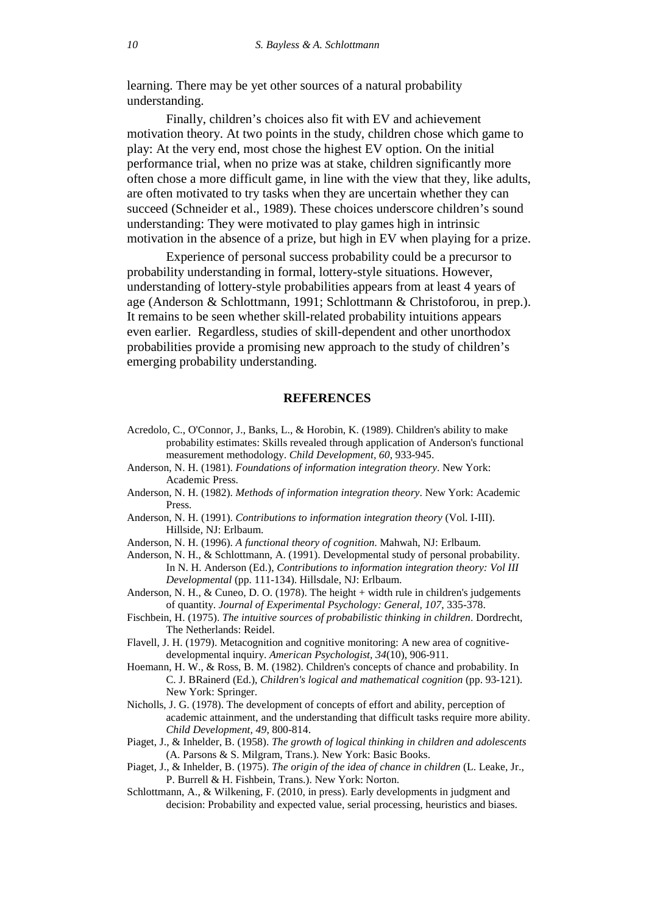learning. There may be yet other sources of a natural probability understanding.

Finally, children's choices also fit with EV and achievement motivation theory. At two points in the study, children chose which game to play: At the very end, most chose the highest EV option. On the initial performance trial, when no prize was at stake, children significantly more often chose a more difficult game, in line with the view that they, like adults, are often motivated to try tasks when they are uncertain whether they can succeed (Schneider et al., 1989). These choices underscore children's sound understanding: They were motivated to play games high in intrinsic motivation in the absence of a prize, but high in EV when playing for a prize.

Experience of personal success probability could be a precursor to probability understanding in formal, lottery-style situations. However, understanding of lottery-style probabilities appears from at least 4 years of age (Anderson & Schlottmann, 1991; Schlottmann & Christoforou, in prep.). It remains to be seen whether skill-related probability intuitions appears even earlier. Regardless, studies of skill-dependent and other unorthodox probabilities provide a promising new approach to the study of children's emerging probability understanding.

## REFERENCES

Acredolo, C., O'Connor, J., Banks, L., & Horobin, K. (1989). Children's ability to make probability estimates: Skills revealed through application of Anderson's functional measurement methodology. *Child Development*, *60*, 933-945.

Anderson, N. H. (1981). *Foundations of information integration theory*. New York: Academic Press.

Anderson, N. H. (1982). *Methods of information integration theory*. New York: Academic Press.

Anderson, N. H. (1991). *Contributions to information integration theory* (Vol. I-III). Hillside, NJ: Erlbaum.

Anderson, N. H. (1996). *A functional theory of cognition*. Mahwah, NJ: Erlbaum.

Anderson, N. H., & Schlottmann, A. (1991). Developmental study of personal probability. In N. H. Anderson (Ed.), *Contributions to information integration theory: Vol III Developmental* (pp. 111-134). Hillsdale, NJ: Erlbaum.

Anderson, N. H., & Cuneo, D. O. (1978). The height + width rule in children's judgements of quantity. *Journal of Experimental Psychology: General, 107*, 335-378.

Fischbein, H. (1975). *The intuitive sources of probabilistic thinking in children*. Dordrecht, The Netherlands: Reidel.

Flavell, J. H. (1979). Metacognition and cognitive monitoring: A new area of cognitive-developmental inquiry. *American Psychologist, 34*(10), 906-911.

Hoemann, H. W., & Ross, B. M. (1982). Children's concepts of chance and probability. In C. J. BRainerd (Ed.), *Children's logical and mathematical cognition* (pp. 93-121). New York: Springer.

Nicholls, J. G. (1978). The development of concepts of effort and ability, perception of academic attainment, and the understanding that difficult tasks require more ability. *Child Development, 49*, 800-814.

Piaget, J., & Inhelder, B. (1958). *The growth of logical thinking in children and adolescents* (A. Parsons & S. Milgram, Trans.). New York: Basic Books.

Piaget, J., & Inhelder, B. (1975). *The origin of the idea of chance in children* (L. Leake, Jr., P. Burrell & H. Fishbein, Trans.). New York: Norton.

Schlottmann, A., & Wilkening, F. (2010, in press). Early developments in judgment and decision: Probability and expected value, serial processing, heuristics and biases.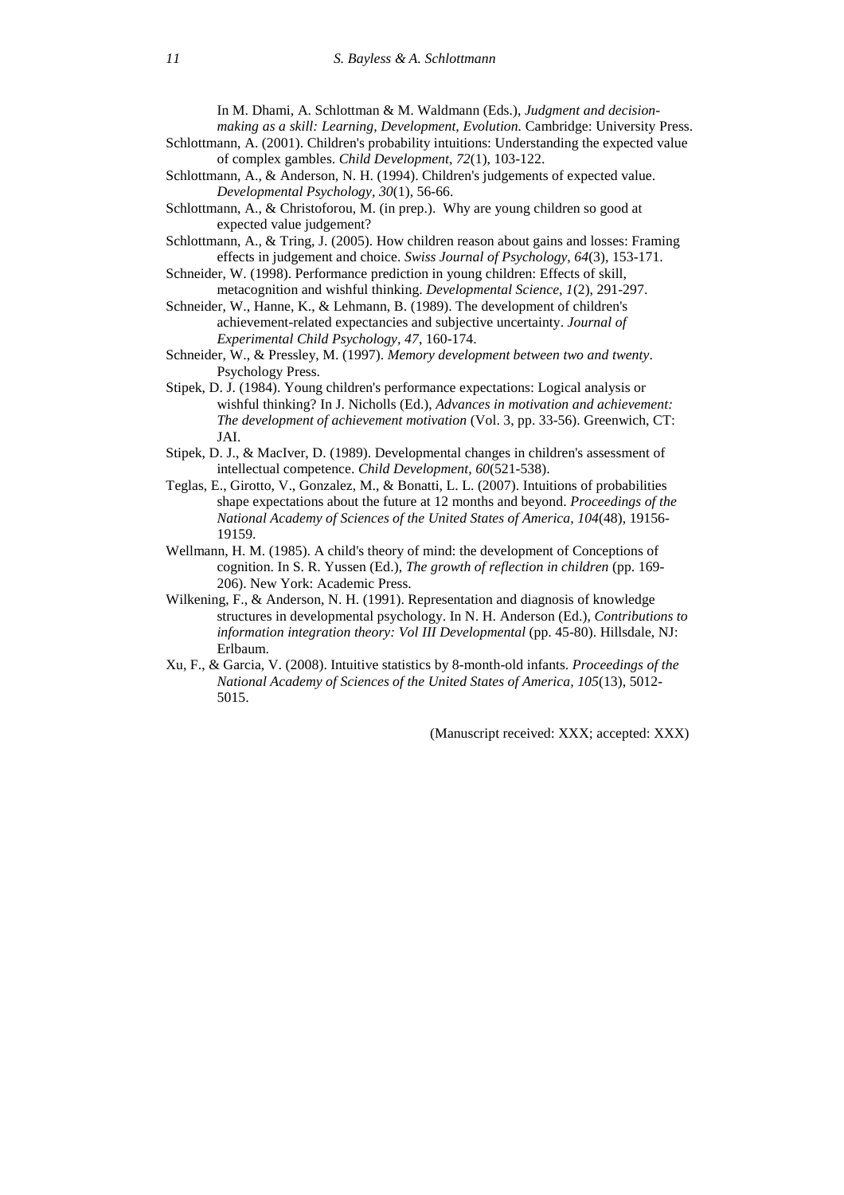In M. Dhami, A. Schlottman & M. Waldmann (Eds.), *Judgment and decision-making as a skill: Learning, Development, Evolution.* Cambridge: University Press.

Schlottmann, A. (2001). Children's probability intuitions: Understanding the expected value of complex gambles. *Child Development, 72*(1), 103-122.

Schlottmann, A., & Anderson, N. H. (1994). Children's judgements of expected value. *Developmental Psychology, 30*(1), 56-66.

Schlottmann, A., & Christoforou, M. (in prep.). Why are young children so good at expected value judgement?

Schlottmann, A., & Tring, J. (2005). How children reason about gains and losses: Framing effects in judgement and choice. *Swiss Journal of Psychology, 64*(3), 153-171.

Schneider, W. (1998). Performance prediction in young children: Effects of skill, metacognition and wishful thinking. *Developmental Science, 1*(2), 291-297.

Schneider, W., Hanne, K., & Lehmann, B. (1989). The development of children's achievement-related expectancies and subjective uncertainty. *Journal of Experimental Child Psychology, 47*, 160-174.

Schneider, W., & Pressley, M. (1997). *Memory development between two and twenty*. Psychology Press.

Stipek, D. J. (1984). Young children's performance expectations: Logical analysis or wishful thinking? In J. Nicholls (Ed.), *Advances in motivation and achievement: The development of achievement motivation* (Vol. 3, pp. 33-56). Greenwich, CT: JAI.

Stipek, D. J., & MacIver, D. (1989). Developmental changes in children's assessment of intellectual competence. *Child Development, 60*(521-538).

Teglas, E., Girotto, V., Gonzalez, M., & Bonatti, L. L. (2007). Intuitions of probabilities shape expectations about the future at 12 months and beyond. *Proceedings of the National Academy of Sciences of the United States of America, 104*(48), 19156-19159.

Wellmann, H. M. (1985). A child's theory of mind: the development of Conceptions of cognition. In S. R. Yussen (Ed.), *The growth of reflection in children* (pp. 169-206). New York: Academic Press.

Wilkening, F., & Anderson, N. H. (1991). Representation and diagnosis of knowledge structures in developmental psychology. In N. H. Anderson (Ed.), *Contributions to information integration theory: Vol III Developmental* (pp. 45-80). Hillsdale, NJ: Erlbaum.

Xu, F., & Garcia, V. (2008). Intuitive statistics by 8-month-old infants. *Proceedings of the National Academy of Sciences of the United States of America, 105*(13), 5012-5015.

(Manuscript received: XXX; accepted: XXX)